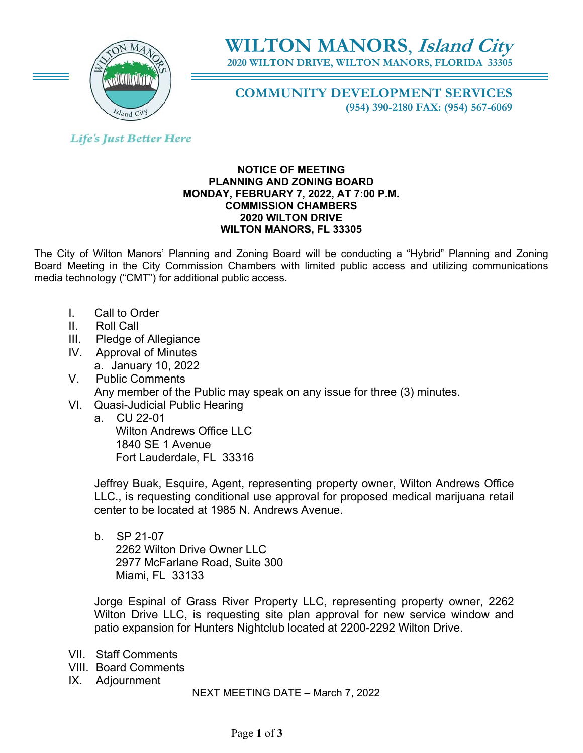# WILTON MANORS, *Island City*

**2020 WILTON DRIVE, WILTON MANORS, FLORIDA 33305**

## COMMUNITY DEVELOPMENT SERVICES

**(954) 390-2180 FAX: (954) 567-6069**

*Life's Just Better Here*

**NOTICE OF MEETING**
**PLANNING AND ZONING BOARD**
**MONDAY, FEBRUARY 7, 2022, AT 7:00 P.M.**
**COMMISSION CHAMBERS**
**2020 WILTON DRIVE**
**WILTON MANORS, FL 33305**

The City of Wilton Manors' Planning and Zoning Board will be conducting a "Hybrid" Planning and Zoning Board Meeting in the City Commission Chambers with limited public access and utilizing communications media technology ("CMT") for additional public access.

I. Call to Order

II. Roll Call

III. Pledge of Allegiance

IV. Approval of Minutes
   a. January 10, 2022

V. Public Comments
   Any member of the Public may speak on any issue for three (3) minutes.

VI. Quasi-Judicial Public Hearing
   a. CU 22-01
      Wilton Andrews Office LLC
      1840 SE 1 Avenue
      Fort Lauderdale, FL 33316

   Jeffrey Buak, Esquire, Agent, representing property owner, Wilton Andrews Office LLC., is requesting conditional use approval for proposed medical marijuana retail center to be located at 1985 N. Andrews Avenue.

   b. SP 21-07
      2262 Wilton Drive Owner LLC
      2977 McFarlane Road, Suite 300
      Miami, FL 33133

   Jorge Espinal of Grass River Property LLC, representing property owner, 2262 Wilton Drive LLC, is requesting site plan approval for new service window and patio expansion for Hunters Nightclub located at 2200-2292 Wilton Drive.

VII. Staff Comments

VIII. Board Comments

IX. Adjournment

NEXT MEETING DATE – March 7, 2022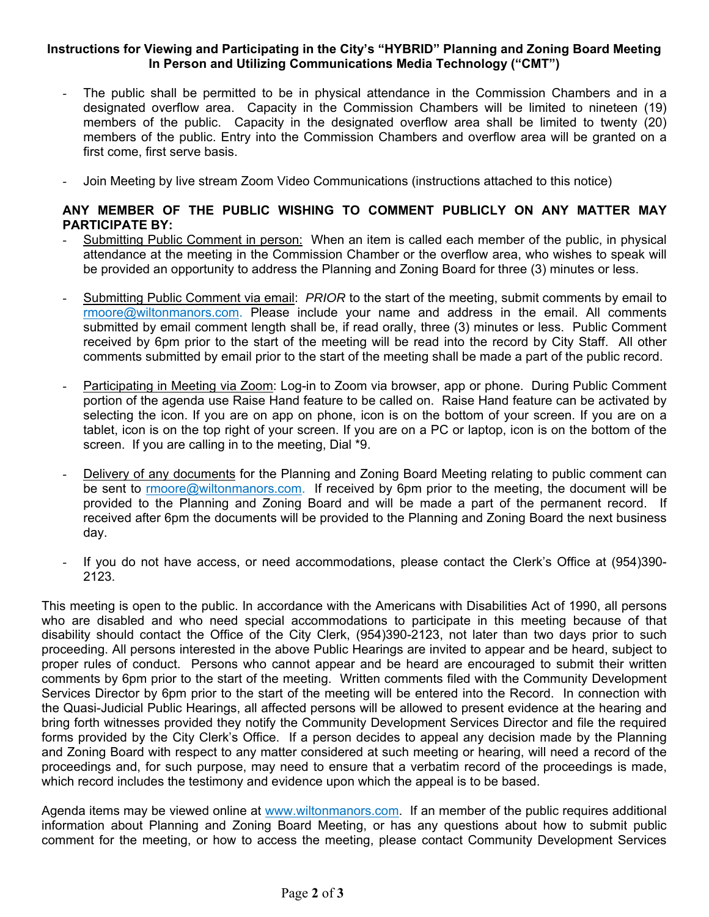**Instructions for Viewing and Participating in the City's "HYBRID" Planning and Zoning Board Meeting In Person and Utilizing Communications Media Technology ("CMT")**

- The public shall be permitted to be in physical attendance in the Commission Chambers and in a designated overflow area. Capacity in the Commission Chambers will be limited to nineteen (19) members of the public. Capacity in the designated overflow area shall be limited to twenty (20) members of the public. Entry into the Commission Chambers and overflow area will be granted on a first come, first serve basis.

- Join Meeting by live stream Zoom Video Communications (instructions attached to this notice)

**ANY MEMBER OF THE PUBLIC WISHING TO COMMENT PUBLICLY ON ANY MATTER MAY PARTICIPATE BY:**

- Submitting Public Comment in person: When an item is called each member of the public, in physical attendance at the meeting in the Commission Chamber or the overflow area, who wishes to speak will be provided an opportunity to address the Planning and Zoning Board for three (3) minutes or less.

- Submitting Public Comment via email: *PRIOR* to the start of the meeting, submit comments by email to rmoore@wiltonmanors.com. Please include your name and address in the email. All comments submitted by email comment length shall be, if read orally, three (3) minutes or less. Public Comment received by 6pm prior to the start of the meeting will be read into the record by City Staff. All other comments submitted by email prior to the start of the meeting shall be made a part of the public record.

- Participating in Meeting via Zoom: Log-in to Zoom via browser, app or phone. During Public Comment portion of the agenda use Raise Hand feature to be called on. Raise Hand feature can be activated by selecting the icon. If you are on app on phone, icon is on the bottom of your screen. If you are on a tablet, icon is on the top right of your screen. If you are on a PC or laptop, icon is on the bottom of the screen. If you are calling in to the meeting, Dial *9.

- Delivery of any documents for the Planning and Zoning Board Meeting relating to public comment can be sent to rmoore@wiltonmanors.com. If received by 6pm prior to the meeting, the document will be provided to the Planning and Zoning Board and will be made a part of the permanent record. If received after 6pm the documents will be provided to the Planning and Zoning Board the next business day.

- If you do not have access, or need accommodations, please contact the Clerk's Office at (954)390-2123.

This meeting is open to the public. In accordance with the Americans with Disabilities Act of 1990, all persons who are disabled and who need special accommodations to participate in this meeting because of that disability should contact the Office of the City Clerk, (954)390-2123, not later than two days prior to such proceeding. All persons interested in the above Public Hearings are invited to appear and be heard, subject to proper rules of conduct. Persons who cannot appear and be heard are encouraged to submit their written comments by 6pm prior to the start of the meeting. Written comments filed with the Community Development Services Director by 6pm prior to the start of the meeting will be entered into the Record. In connection with the Quasi-Judicial Public Hearings, all affected persons will be allowed to present evidence at the hearing and bring forth witnesses provided they notify the Community Development Services Director and file the required forms provided by the City Clerk's Office. If a person decides to appeal any decision made by the Planning and Zoning Board with respect to any matter considered at such meeting or hearing, will need a record of the proceedings and, for such purpose, may need to ensure that a verbatim record of the proceedings is made, which record includes the testimony and evidence upon which the appeal is to be based.

Agenda items may be viewed online at www.wiltonmanors.com. If an member of the public requires additional information about Planning and Zoning Board Meeting, or has any questions about how to submit public comment for the meeting, or how to access the meeting, please contact Community Development Services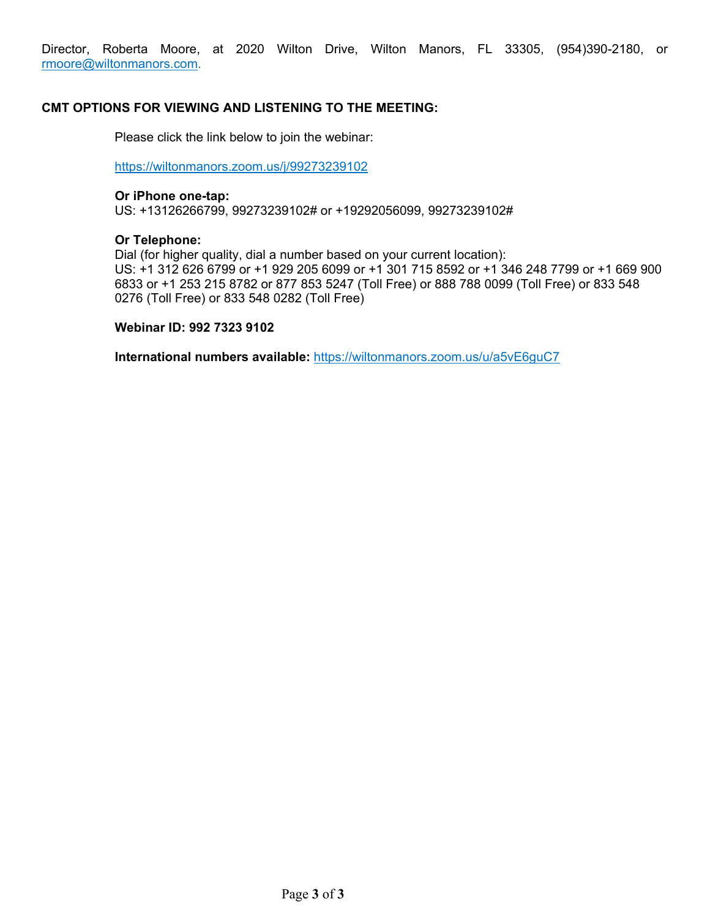Director, Roberta Moore, at 2020 Wilton Drive, Wilton Manors, FL 33305, (954)390-2180, or rmoore@wiltonmanors.com.

**CMT OPTIONS FOR VIEWING AND LISTENING TO THE MEETING:**

Please click the link below to join the webinar:

https://wiltonmanors.zoom.us/j/99273239102

**Or iPhone one-tap:**
US: +13126266799, 99273239102# or +19292056099, 99273239102#

**Or Telephone:**
Dial (for higher quality, dial a number based on your current location):
US: +1 312 626 6799 or +1 929 205 6099 or +1 301 715 8592 or +1 346 248 7799 or +1 669 900 6833 or +1 253 215 8782 or 877 853 5247 (Toll Free) or 888 788 0099 (Toll Free) or 833 548 0276 (Toll Free) or 833 548 0282 (Toll Free)

**Webinar ID: 992 7323 9102**

**International numbers available:** https://wiltonmanors.zoom.us/u/a5vE6guC7